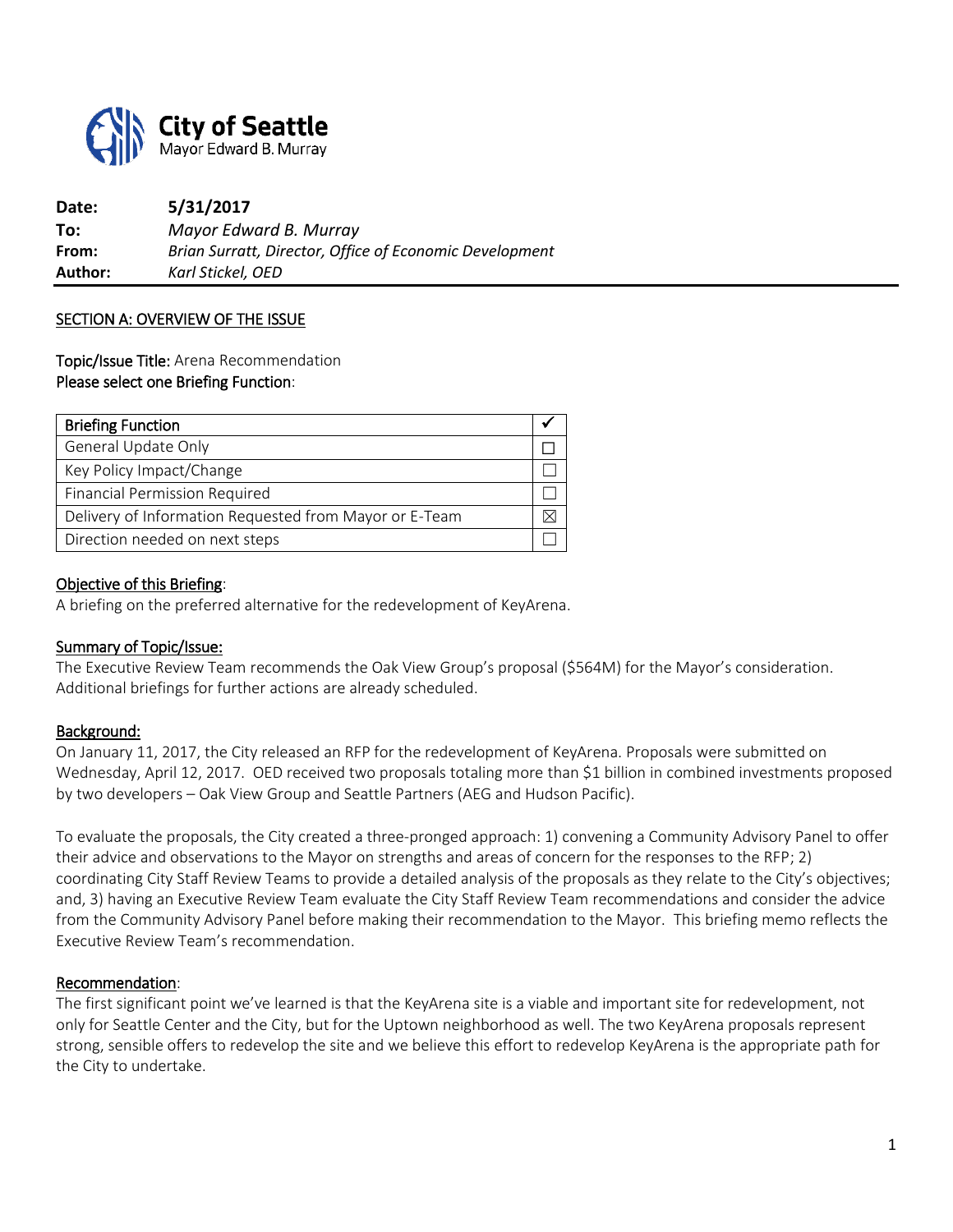**City of Seattle**
Mayor Edward B. Murray

| | |
|---|---|
| **Date:** | **5/31/2017** |
| **To:** | *Mayor Edward B. Murray* |
| **From:** | *Brian Surratt, Director, Office of Economic Development* |
| **Author:** | *Karl Stickel, OED* |

SECTION A: OVERVIEW OF THE ISSUE

Topic/Issue Title: Arena Recommendation

Please select one Briefing Function:

| Briefing Function | ✔ |
|---|---|
| General Update Only | ☐ |
| Key Policy Impact/Change | ☐ |
| Financial Permission Required | ☐ |
| Delivery of Information Requested from Mayor or E-Team | ☒ |
| Direction needed on next steps | ☐ |

Objective of this Briefing:

A briefing on the preferred alternative for the redevelopment of KeyArena.

Summary of Topic/Issue:

The Executive Review Team recommends the Oak View Group's proposal ($564M) for the Mayor's consideration. Additional briefings for further actions are already scheduled.

Background:

On January 11, 2017, the City released an RFP for the redevelopment of KeyArena. Proposals were submitted on Wednesday, April 12, 2017. OED received two proposals totaling more than $1 billion in combined investments proposed by two developers – Oak View Group and Seattle Partners (AEG and Hudson Pacific).

To evaluate the proposals, the City created a three-pronged approach: 1) convening a Community Advisory Panel to offer their advice and observations to the Mayor on strengths and areas of concern for the responses to the RFP; 2) coordinating City Staff Review Teams to provide a detailed analysis of the proposals as they relate to the City's objectives; and, 3) having an Executive Review Team evaluate the City Staff Review Team recommendations and consider the advice from the Community Advisory Panel before making their recommendation to the Mayor. This briefing memo reflects the Executive Review Team's recommendation.

Recommendation:

The first significant point we've learned is that the KeyArena site is a viable and important site for redevelopment, not only for Seattle Center and the City, but for the Uptown neighborhood as well. The two KeyArena proposals represent strong, sensible offers to redevelop the site and we believe this effort to redevelop KeyArena is the appropriate path for the City to undertake.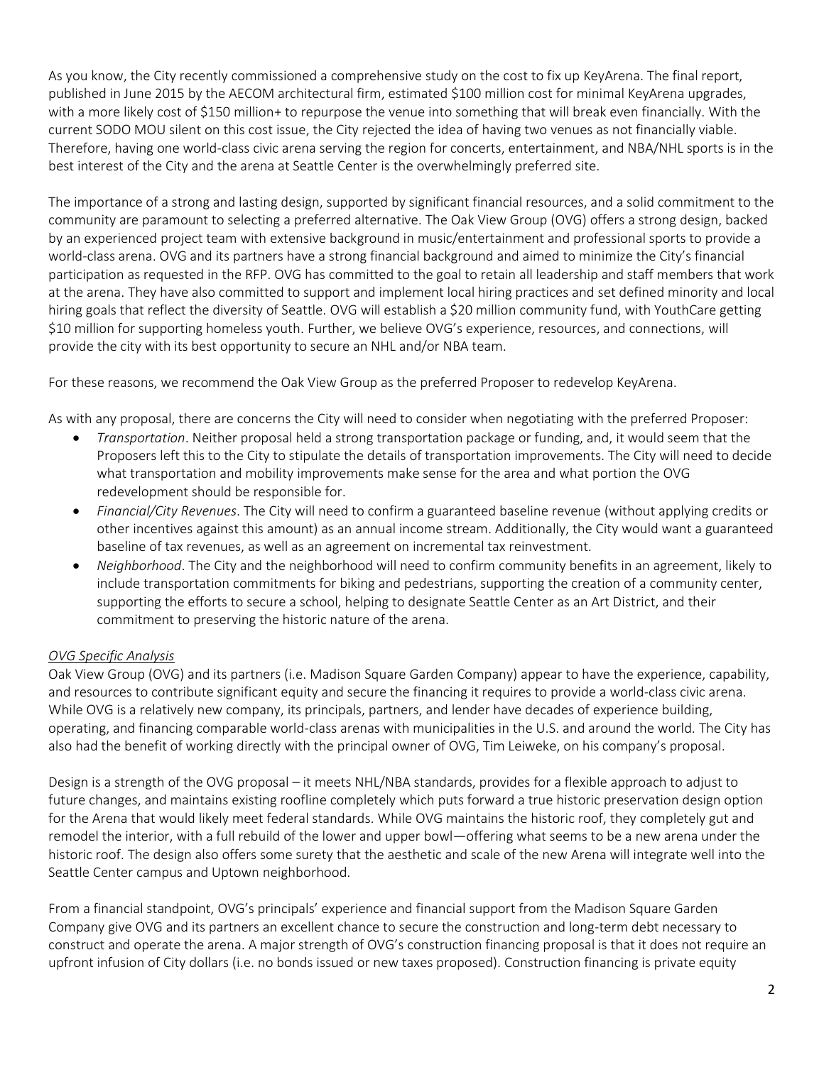As you know, the City recently commissioned a comprehensive study on the cost to fix up KeyArena. The final report, published in June 2015 by the AECOM architectural firm, estimated $100 million cost for minimal KeyArena upgrades, with a more likely cost of $150 million+ to repurpose the venue into something that will break even financially. With the current SODO MOU silent on this cost issue, the City rejected the idea of having two venues as not financially viable. Therefore, having one world-class civic arena serving the region for concerts, entertainment, and NBA/NHL sports is in the best interest of the City and the arena at Seattle Center is the overwhelmingly preferred site.

The importance of a strong and lasting design, supported by significant financial resources, and a solid commitment to the community are paramount to selecting a preferred alternative. The Oak View Group (OVG) offers a strong design, backed by an experienced project team with extensive background in music/entertainment and professional sports to provide a world-class arena. OVG and its partners have a strong financial background and aimed to minimize the City's financial participation as requested in the RFP. OVG has committed to the goal to retain all leadership and staff members that work at the arena. They have also committed to support and implement local hiring practices and set defined minority and local hiring goals that reflect the diversity of Seattle. OVG will establish a $20 million community fund, with YouthCare getting $10 million for supporting homeless youth. Further, we believe OVG's experience, resources, and connections, will provide the city with its best opportunity to secure an NHL and/or NBA team.

For these reasons, we recommend the Oak View Group as the preferred Proposer to redevelop KeyArena.

As with any proposal, there are concerns the City will need to consider when negotiating with the preferred Proposer:

- *Transportation*. Neither proposal held a strong transportation package or funding, and, it would seem that the Proposers left this to the City to stipulate the details of transportation improvements. The City will need to decide what transportation and mobility improvements make sense for the area and what portion the OVG redevelopment should be responsible for.
- *Financial/City Revenues*. The City will need to confirm a guaranteed baseline revenue (without applying credits or other incentives against this amount) as an annual income stream. Additionally, the City would want a guaranteed baseline of tax revenues, as well as an agreement on incremental tax reinvestment.
- *Neighborhood*. The City and the neighborhood will need to confirm community benefits in an agreement, likely to include transportation commitments for biking and pedestrians, supporting the creation of a community center, supporting the efforts to secure a school, helping to designate Seattle Center as an Art District, and their commitment to preserving the historic nature of the arena.

*<u>OVG Specific Analysis</u>*

Oak View Group (OVG) and its partners (i.e. Madison Square Garden Company) appear to have the experience, capability, and resources to contribute significant equity and secure the financing it requires to provide a world-class civic arena. While OVG is a relatively new company, its principals, partners, and lender have decades of experience building, operating, and financing comparable world-class arenas with municipalities in the U.S. and around the world. The City has also had the benefit of working directly with the principal owner of OVG, Tim Leiweke, on his company's proposal.

Design is a strength of the OVG proposal – it meets NHL/NBA standards, provides for a flexible approach to adjust to future changes, and maintains existing roofline completely which puts forward a true historic preservation design option for the Arena that would likely meet federal standards. While OVG maintains the historic roof, they completely gut and remodel the interior, with a full rebuild of the lower and upper bowl—offering what seems to be a new arena under the historic roof. The design also offers some surety that the aesthetic and scale of the new Arena will integrate well into the Seattle Center campus and Uptown neighborhood.

From a financial standpoint, OVG's principals' experience and financial support from the Madison Square Garden Company give OVG and its partners an excellent chance to secure the construction and long-term debt necessary to construct and operate the arena. A major strength of OVG's construction financing proposal is that it does not require an upfront infusion of City dollars (i.e. no bonds issued or new taxes proposed). Construction financing is private equity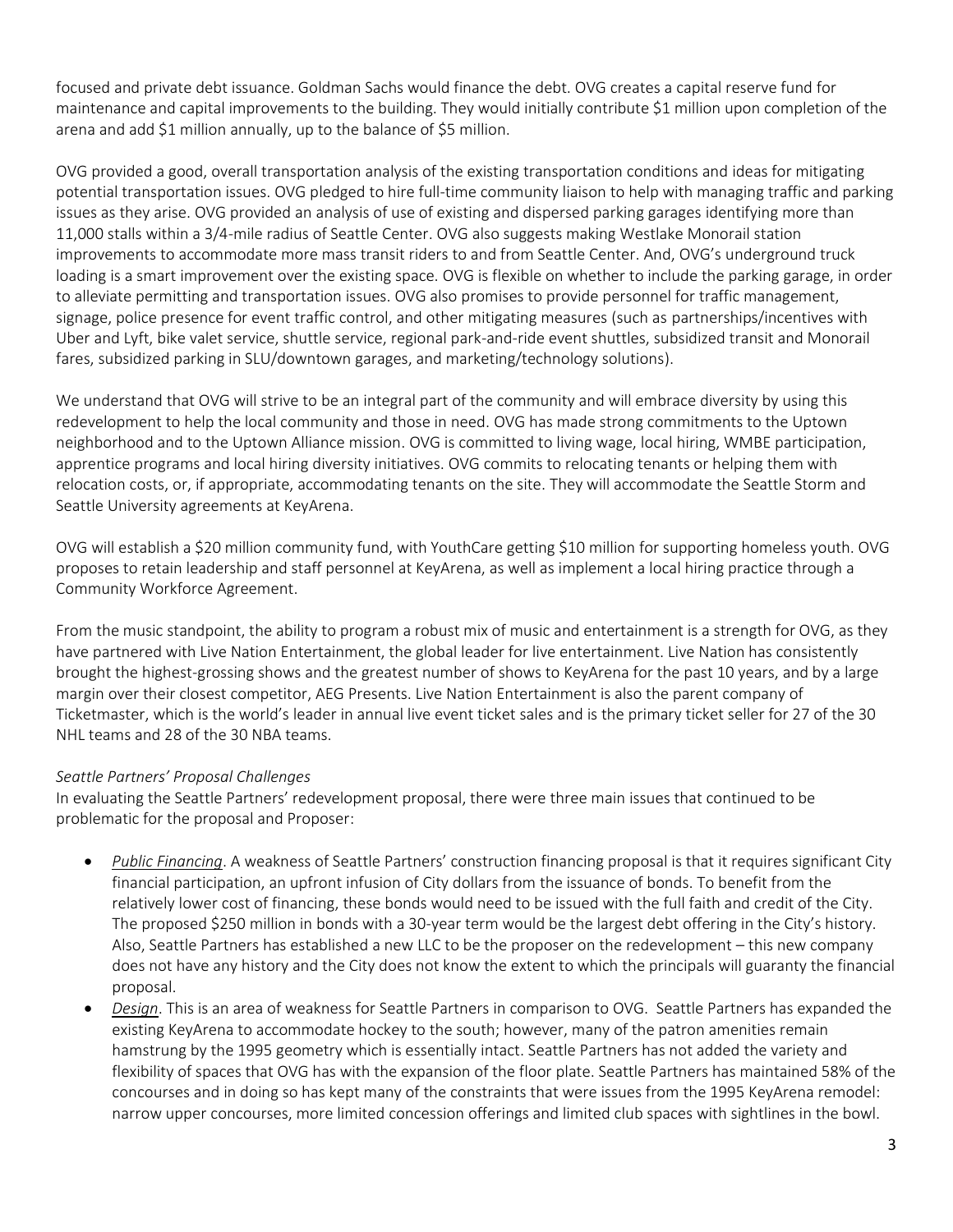focused and private debt issuance. Goldman Sachs would finance the debt. OVG creates a capital reserve fund for maintenance and capital improvements to the building. They would initially contribute $1 million upon completion of the arena and add $1 million annually, up to the balance of $5 million.

OVG provided a good, overall transportation analysis of the existing transportation conditions and ideas for mitigating potential transportation issues. OVG pledged to hire full-time community liaison to help with managing traffic and parking issues as they arise. OVG provided an analysis of use of existing and dispersed parking garages identifying more than 11,000 stalls within a 3/4-mile radius of Seattle Center. OVG also suggests making Westlake Monorail station improvements to accommodate more mass transit riders to and from Seattle Center. And, OVG's underground truck loading is a smart improvement over the existing space. OVG is flexible on whether to include the parking garage, in order to alleviate permitting and transportation issues. OVG also promises to provide personnel for traffic management, signage, police presence for event traffic control, and other mitigating measures (such as partnerships/incentives with Uber and Lyft, bike valet service, shuttle service, regional park-and-ride event shuttles, subsidized transit and Monorail fares, subsidized parking in SLU/downtown garages, and marketing/technology solutions).

We understand that OVG will strive to be an integral part of the community and will embrace diversity by using this redevelopment to help the local community and those in need. OVG has made strong commitments to the Uptown neighborhood and to the Uptown Alliance mission. OVG is committed to living wage, local hiring, WMBE participation, apprentice programs and local hiring diversity initiatives. OVG commits to relocating tenants or helping them with relocation costs, or, if appropriate, accommodating tenants on the site. They will accommodate the Seattle Storm and Seattle University agreements at KeyArena.

OVG will establish a $20 million community fund, with YouthCare getting $10 million for supporting homeless youth. OVG proposes to retain leadership and staff personnel at KeyArena, as well as implement a local hiring practice through a Community Workforce Agreement.

From the music standpoint, the ability to program a robust mix of music and entertainment is a strength for OVG, as they have partnered with Live Nation Entertainment, the global leader for live entertainment. Live Nation has consistently brought the highest-grossing shows and the greatest number of shows to KeyArena for the past 10 years, and by a large margin over their closest competitor, AEG Presents. Live Nation Entertainment is also the parent company of Ticketmaster, which is the world's leader in annual live event ticket sales and is the primary ticket seller for 27 of the 30 NHL teams and 28 of the 30 NBA teams.

*Seattle Partners' Proposal Challenges*

In evaluating the Seattle Partners' redevelopment proposal, there were three main issues that continued to be problematic for the proposal and Proposer:

- *Public Financing*. A weakness of Seattle Partners' construction financing proposal is that it requires significant City financial participation, an upfront infusion of City dollars from the issuance of bonds. To benefit from the relatively lower cost of financing, these bonds would need to be issued with the full faith and credit of the City. The proposed $250 million in bonds with a 30-year term would be the largest debt offering in the City's history. Also, Seattle Partners has established a new LLC to be the proposer on the redevelopment – this new company does not have any history and the City does not know the extent to which the principals will guaranty the financial proposal.
- *Design*. This is an area of weakness for Seattle Partners in comparison to OVG. Seattle Partners has expanded the existing KeyArena to accommodate hockey to the south; however, many of the patron amenities remain hamstrung by the 1995 geometry which is essentially intact. Seattle Partners has not added the variety and flexibility of spaces that OVG has with the expansion of the floor plate. Seattle Partners has maintained 58% of the concourses and in doing so has kept many of the constraints that were issues from the 1995 KeyArena remodel: narrow upper concourses, more limited concession offerings and limited club spaces with sightlines in the bowl.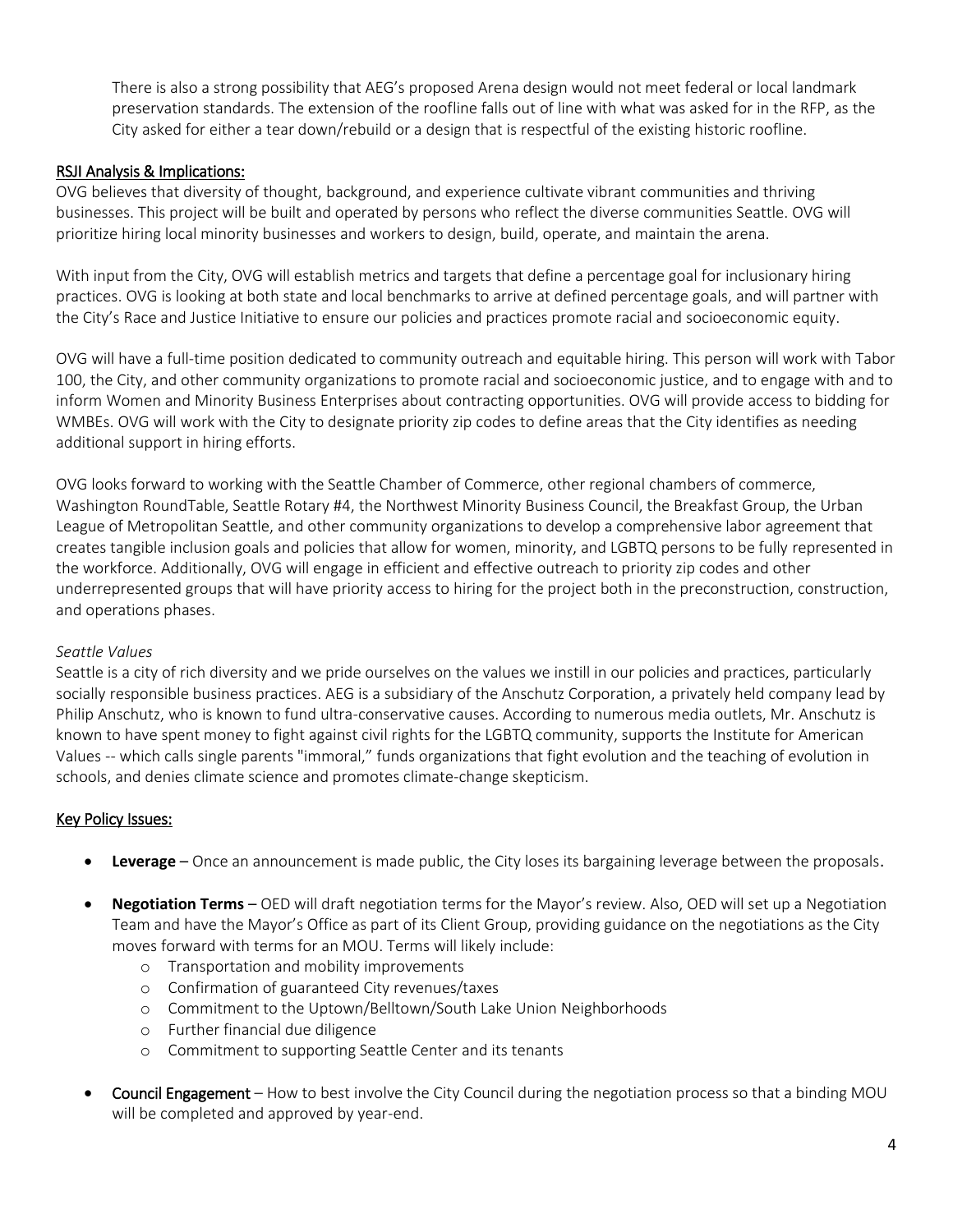There is also a strong possibility that AEG's proposed Arena design would not meet federal or local landmark preservation standards. The extension of the roofline falls out of line with what was asked for in the RFP, as the City asked for either a tear down/rebuild or a design that is respectful of the existing historic roofline.

## RSJI Analysis & Implications:

OVG believes that diversity of thought, background, and experience cultivate vibrant communities and thriving businesses. This project will be built and operated by persons who reflect the diverse communities Seattle. OVG will prioritize hiring local minority businesses and workers to design, build, operate, and maintain the arena.

With input from the City, OVG will establish metrics and targets that define a percentage goal for inclusionary hiring practices. OVG is looking at both state and local benchmarks to arrive at defined percentage goals, and will partner with the City's Race and Justice Initiative to ensure our policies and practices promote racial and socioeconomic equity.

OVG will have a full-time position dedicated to community outreach and equitable hiring. This person will work with Tabor 100, the City, and other community organizations to promote racial and socioeconomic justice, and to engage with and to inform Women and Minority Business Enterprises about contracting opportunities. OVG will provide access to bidding for WMBEs. OVG will work with the City to designate priority zip codes to define areas that the City identifies as needing additional support in hiring efforts.

OVG looks forward to working with the Seattle Chamber of Commerce, other regional chambers of commerce, Washington RoundTable, Seattle Rotary #4, the Northwest Minority Business Council, the Breakfast Group, the Urban League of Metropolitan Seattle, and other community organizations to develop a comprehensive labor agreement that creates tangible inclusion goals and policies that allow for women, minority, and LGBTQ persons to be fully represented in the workforce. Additionally, OVG will engage in efficient and effective outreach to priority zip codes and other underrepresented groups that will have priority access to hiring for the project both in the preconstruction, construction, and operations phases.

*Seattle Values*

Seattle is a city of rich diversity and we pride ourselves on the values we instill in our policies and practices, particularly socially responsible business practices. AEG is a subsidiary of the Anschutz Corporation, a privately held company lead by Philip Anschutz, who is known to fund ultra-conservative causes. According to numerous media outlets, Mr. Anschutz is known to have spent money to fight against civil rights for the LGBTQ community, supports the Institute for American Values -- which calls single parents "immoral," funds organizations that fight evolution and the teaching of evolution in schools, and denies climate science and promotes climate-change skepticism.

## Key Policy Issues:

- **Leverage** – Once an announcement is made public, the City loses its bargaining leverage between the proposals.
- **Negotiation Terms** – OED will draft negotiation terms for the Mayor's review. Also, OED will set up a Negotiation Team and have the Mayor's Office as part of its Client Group, providing guidance on the negotiations as the City moves forward with terms for an MOU. Terms will likely include:
  - Transportation and mobility improvements
  - Confirmation of guaranteed City revenues/taxes
  - Commitment to the Uptown/Belltown/South Lake Union Neighborhoods
  - Further financial due diligence
  - Commitment to supporting Seattle Center and its tenants
- **Council Engagement** – How to best involve the City Council during the negotiation process so that a binding MOU will be completed and approved by year-end.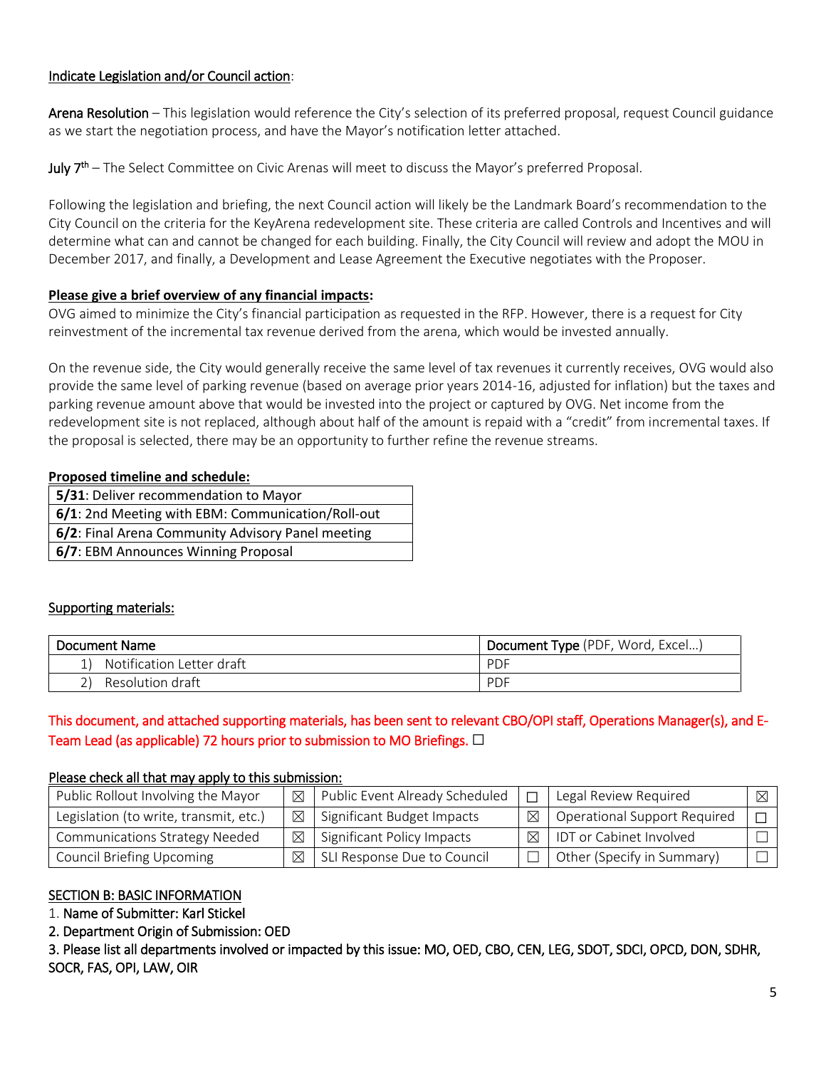Indicate Legislation and/or Council action:

Arena Resolution – This legislation would reference the City's selection of its preferred proposal, request Council guidance as we start the negotiation process, and have the Mayor's notification letter attached.

July 7th – The Select Committee on Civic Arenas will meet to discuss the Mayor's preferred Proposal.

Following the legislation and briefing, the next Council action will likely be the Landmark Board's recommendation to the City Council on the criteria for the KeyArena redevelopment site. These criteria are called Controls and Incentives and will determine what can and cannot be changed for each building. Finally, the City Council will review and adopt the MOU in December 2017, and finally, a Development and Lease Agreement the Executive negotiates with the Proposer.

**Please give a brief overview of any financial impacts:**

OVG aimed to minimize the City's financial participation as requested in the RFP. However, there is a request for City reinvestment of the incremental tax revenue derived from the arena, which would be invested annually.

On the revenue side, the City would generally receive the same level of tax revenues it currently receives, OVG would also provide the same level of parking revenue (based on average prior years 2014-16, adjusted for inflation) but the taxes and parking revenue amount above that would be invested into the project or captured by OVG. Net income from the redevelopment site is not replaced, although about half of the amount is repaid with a "credit" from incremental taxes. If the proposal is selected, there may be an opportunity to further refine the revenue streams.

**Proposed timeline and schedule:**

| |
|---|
| **5/31**: Deliver recommendation to Mayor |
| **6/1**: 2nd Meeting with EBM: Communication/Roll-out |
| **6/2**: Final Arena Community Advisory Panel meeting |
| **6/7**: EBM Announces Winning Proposal |

Supporting materials:

| Document Name | Document Type (PDF, Word, Excel…) |
|---|---|
| 1) Notification Letter draft | PDF |
| 2) Resolution draft | PDF |

This document, and attached supporting materials, has been sent to relevant CBO/OPI staff, Operations Manager(s), and E-Team Lead (as applicable) 72 hours prior to submission to MO Briefings. ☐

Please check all that may apply to this submission:

| | | | | | |
|---|---|---|---|---|---|
| Public Rollout Involving the Mayor | ☒ | Public Event Already Scheduled | ☐ | Legal Review Required | ☒ |
| Legislation (to write, transmit, etc.) | ☒ | Significant Budget Impacts | ☒ | Operational Support Required | ☐ |
| Communications Strategy Needed | ☒ | Significant Policy Impacts | ☒ | IDT or Cabinet Involved | ☐ |
| Council Briefing Upcoming | ☒ | SLI Response Due to Council | ☐ | Other (Specify in Summary) | ☐ |

## SECTION B: BASIC INFORMATION

1. Name of Submitter: Karl Stickel
2. Department Origin of Submission: OED
3. Please list all departments involved or impacted by this issue: MO, OED, CBO, CEN, LEG, SDOT, SDCI, OPCD, DON, SDHR, SOCR, FAS, OPI, LAW, OIR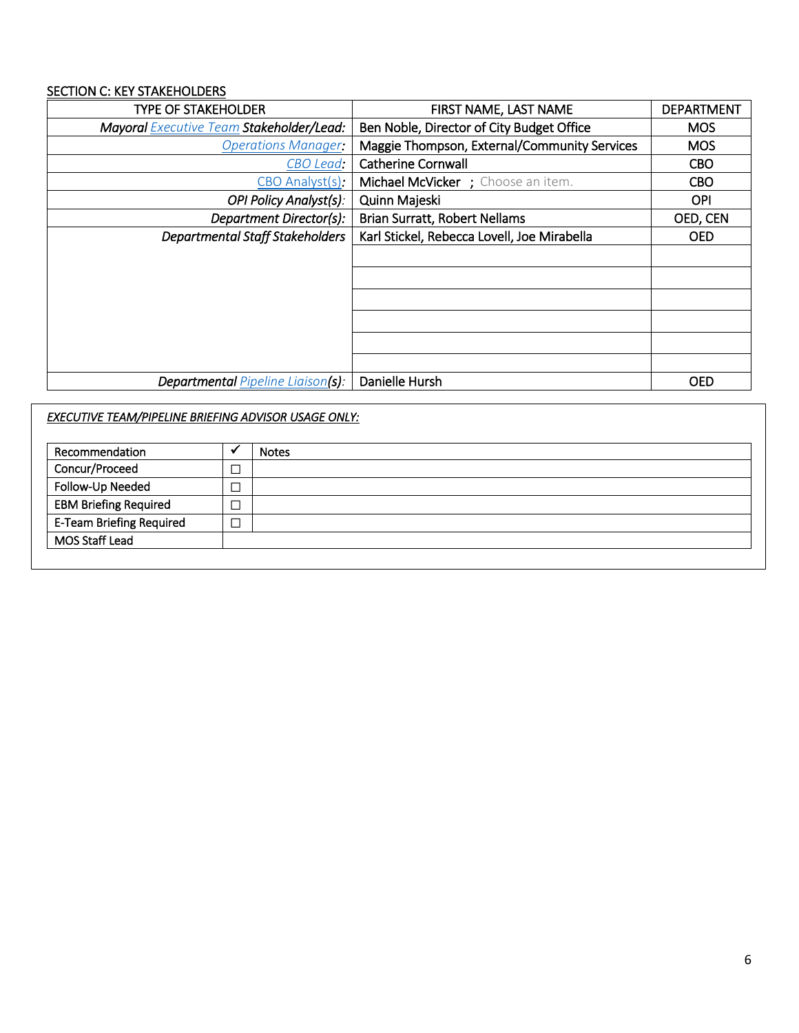SECTION C: KEY STAKEHOLDERS

| TYPE OF STAKEHOLDER | FIRST NAME, LAST NAME | DEPARTMENT |
|---|---|---|
| *Mayoral Executive Team Stakeholder/Lead:* | Ben Noble, Director of City Budget Office | MOS |
| *Operations Manager:* | Maggie Thompson, External/Community Services | MOS |
| *CBO Lead:* | Catherine Cornwall | CBO |
| CBO Analyst(s): | Michael McVicker ; Choose an item. | CBO |
| *OPI Policy Analyst(s):* | Quinn Majeski | OPI |
| *Department Director(s):* | Brian Surratt, Robert Nellams | OED, CEN |
| *Departmental Staff Stakeholders* | Karl Stickel, Rebecca Lovell, Joe Mirabella | OED |
| | | |
| | | |
| | | |
| | | |
| | | |
| | | |
| *Departmental Pipeline Liaison(s):* | Danielle Hursh | OED |

*EXECUTIVE TEAM/PIPELINE BRIEFING ADVISOR USAGE ONLY:*

| Recommendation | ✔ | Notes |
|---|---|---|
| Concur/Proceed | ☐ | |
| Follow-Up Needed | ☐ | |
| EBM Briefing Required | ☐ | |
| E-Team Briefing Required | ☐ | |
| MOS Staff Lead | | |